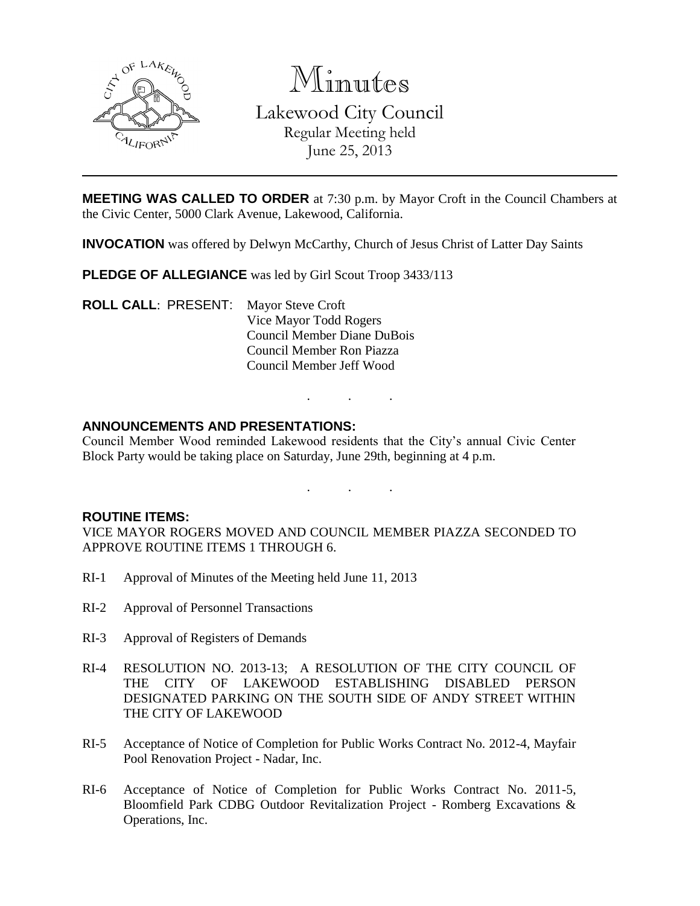# Minutes

## Lakewood City Council

Regular Meeting held
June 25, 2013

**MEETING WAS CALLED TO ORDER** at 7:30 p.m. by Mayor Croft in the Council Chambers at the Civic Center, 5000 Clark Avenue, Lakewood, California.

**INVOCATION** was offered by Delwyn McCarthy, Church of Jesus Christ of Latter Day Saints

**PLEDGE OF ALLEGIANCE** was led by Girl Scout Troop 3433/113

**ROLL CALL**: PRESENT: Mayor Steve Croft
Vice Mayor Todd Rogers
Council Member Diane DuBois
Council Member Ron Piazza
Council Member Jeff Wood

. . .

**ANNOUNCEMENTS AND PRESENTATIONS:**

Council Member Wood reminded Lakewood residents that the City's annual Civic Center Block Party would be taking place on Saturday, June 29th, beginning at 4 p.m.

. . .

**ROUTINE ITEMS:**

VICE MAYOR ROGERS MOVED AND COUNCIL MEMBER PIAZZA SECONDED TO APPROVE ROUTINE ITEMS 1 THROUGH 6.

RI-1 Approval of Minutes of the Meeting held June 11, 2013

RI-2 Approval of Personnel Transactions

RI-3 Approval of Registers of Demands

RI-4 RESOLUTION NO. 2013-13; A RESOLUTION OF THE CITY COUNCIL OF THE CITY OF LAKEWOOD ESTABLISHING DISABLED PERSON DESIGNATED PARKING ON THE SOUTH SIDE OF ANDY STREET WITHIN THE CITY OF LAKEWOOD

RI-5 Acceptance of Notice of Completion for Public Works Contract No. 2012-4, Mayfair Pool Renovation Project - Nadar, Inc.

RI-6 Acceptance of Notice of Completion for Public Works Contract No. 2011-5, Bloomfield Park CDBG Outdoor Revitalization Project - Romberg Excavations & Operations, Inc.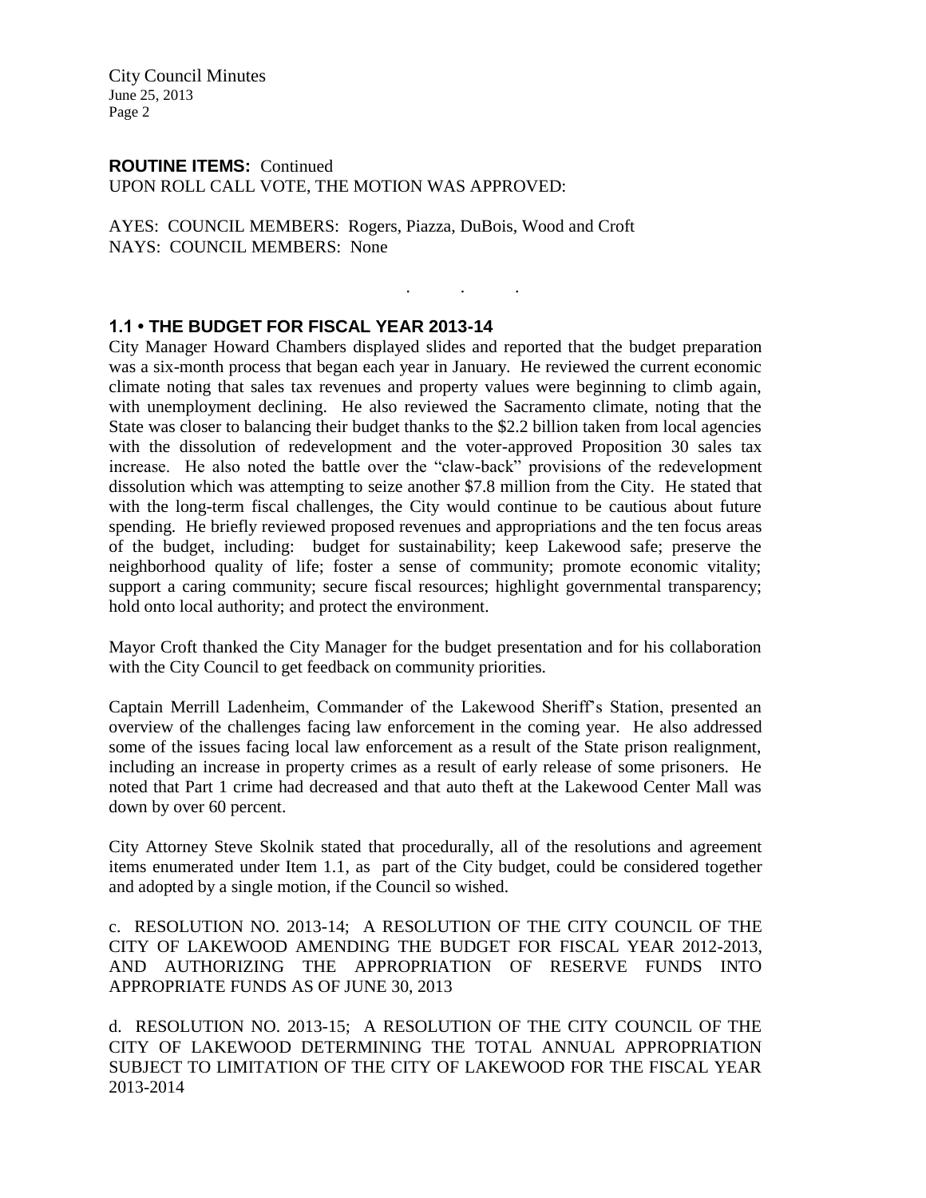**ROUTINE ITEMS:** Continued
UPON ROLL CALL VOTE, THE MOTION WAS APPROVED:

AYES: COUNCIL MEMBERS: Rogers, Piazza, DuBois, Wood and Croft
NAYS: COUNCIL MEMBERS: None

. . .

### 1.1 • THE BUDGET FOR FISCAL YEAR 2013-14

City Manager Howard Chambers displayed slides and reported that the budget preparation was a six-month process that began each year in January. He reviewed the current economic climate noting that sales tax revenues and property values were beginning to climb again, with unemployment declining. He also reviewed the Sacramento climate, noting that the State was closer to balancing their budget thanks to the $2.2 billion taken from local agencies with the dissolution of redevelopment and the voter-approved Proposition 30 sales tax increase. He also noted the battle over the "claw-back" provisions of the redevelopment dissolution which was attempting to seize another $7.8 million from the City. He stated that with the long-term fiscal challenges, the City would continue to be cautious about future spending. He briefly reviewed proposed revenues and appropriations and the ten focus areas of the budget, including: budget for sustainability; keep Lakewood safe; preserve the neighborhood quality of life; foster a sense of community; promote economic vitality; support a caring community; secure fiscal resources; highlight governmental transparency; hold onto local authority; and protect the environment.

Mayor Croft thanked the City Manager for the budget presentation and for his collaboration with the City Council to get feedback on community priorities.

Captain Merrill Ladenheim, Commander of the Lakewood Sheriff's Station, presented an overview of the challenges facing law enforcement in the coming year. He also addressed some of the issues facing local law enforcement as a result of the State prison realignment, including an increase in property crimes as a result of early release of some prisoners. He noted that Part 1 crime had decreased and that auto theft at the Lakewood Center Mall was down by over 60 percent.

City Attorney Steve Skolnik stated that procedurally, all of the resolutions and agreement items enumerated under Item 1.1, as part of the City budget, could be considered together and adopted by a single motion, if the Council so wished.

c. RESOLUTION NO. 2013-14; A RESOLUTION OF THE CITY COUNCIL OF THE CITY OF LAKEWOOD AMENDING THE BUDGET FOR FISCAL YEAR 2012-2013, AND AUTHORIZING THE APPROPRIATION OF RESERVE FUNDS INTO APPROPRIATE FUNDS AS OF JUNE 30, 2013

d. RESOLUTION NO. 2013-15; A RESOLUTION OF THE CITY COUNCIL OF THE CITY OF LAKEWOOD DETERMINING THE TOTAL ANNUAL APPROPRIATION SUBJECT TO LIMITATION OF THE CITY OF LAKEWOOD FOR THE FISCAL YEAR 2013-2014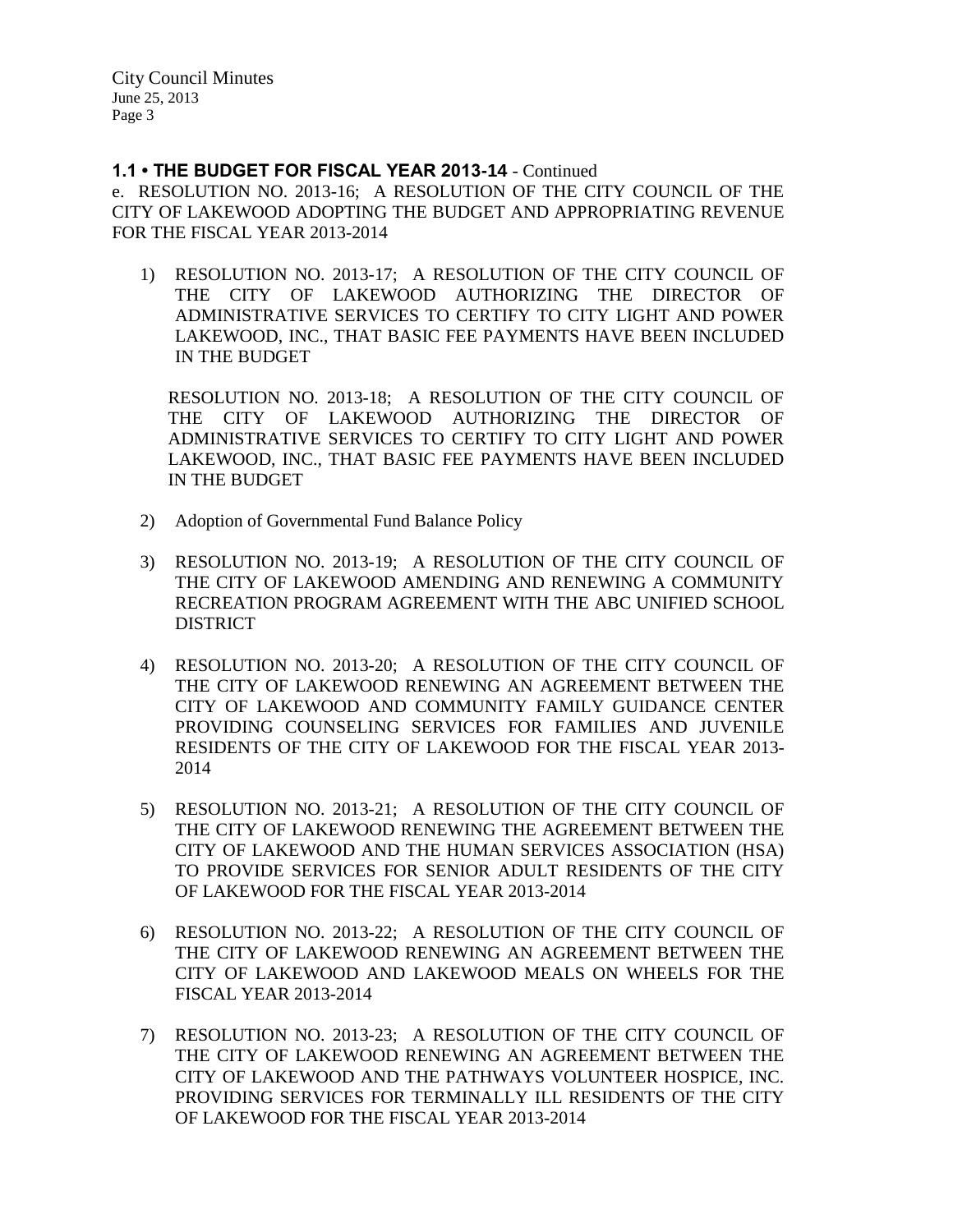**1.1 • THE BUDGET FOR FISCAL YEAR 2013-14** - Continued

e. RESOLUTION NO. 2013-16; A RESOLUTION OF THE CITY COUNCIL OF THE CITY OF LAKEWOOD ADOPTING THE BUDGET AND APPROPRIATING REVENUE FOR THE FISCAL YEAR 2013-2014

1) RESOLUTION NO. 2013-17; A RESOLUTION OF THE CITY COUNCIL OF THE CITY OF LAKEWOOD AUTHORIZING THE DIRECTOR OF ADMINISTRATIVE SERVICES TO CERTIFY TO CITY LIGHT AND POWER LAKEWOOD, INC., THAT BASIC FEE PAYMENTS HAVE BEEN INCLUDED IN THE BUDGET

   RESOLUTION NO. 2013-18; A RESOLUTION OF THE CITY COUNCIL OF THE CITY OF LAKEWOOD AUTHORIZING THE DIRECTOR OF ADMINISTRATIVE SERVICES TO CERTIFY TO CITY LIGHT AND POWER LAKEWOOD, INC., THAT BASIC FEE PAYMENTS HAVE BEEN INCLUDED IN THE BUDGET

2) Adoption of Governmental Fund Balance Policy

3) RESOLUTION NO. 2013-19; A RESOLUTION OF THE CITY COUNCIL OF THE CITY OF LAKEWOOD AMENDING AND RENEWING A COMMUNITY RECREATION PROGRAM AGREEMENT WITH THE ABC UNIFIED SCHOOL DISTRICT

4) RESOLUTION NO. 2013-20; A RESOLUTION OF THE CITY COUNCIL OF THE CITY OF LAKEWOOD RENEWING AN AGREEMENT BETWEEN THE CITY OF LAKEWOOD AND COMMUNITY FAMILY GUIDANCE CENTER PROVIDING COUNSELING SERVICES FOR FAMILIES AND JUVENILE RESIDENTS OF THE CITY OF LAKEWOOD FOR THE FISCAL YEAR 2013-2014

5) RESOLUTION NO. 2013-21; A RESOLUTION OF THE CITY COUNCIL OF THE CITY OF LAKEWOOD RENEWING THE AGREEMENT BETWEEN THE CITY OF LAKEWOOD AND THE HUMAN SERVICES ASSOCIATION (HSA) TO PROVIDE SERVICES FOR SENIOR ADULT RESIDENTS OF THE CITY OF LAKEWOOD FOR THE FISCAL YEAR 2013-2014

6) RESOLUTION NO. 2013-22; A RESOLUTION OF THE CITY COUNCIL OF THE CITY OF LAKEWOOD RENEWING AN AGREEMENT BETWEEN THE CITY OF LAKEWOOD AND LAKEWOOD MEALS ON WHEELS FOR THE FISCAL YEAR 2013-2014

7) RESOLUTION NO. 2013-23; A RESOLUTION OF THE CITY COUNCIL OF THE CITY OF LAKEWOOD RENEWING AN AGREEMENT BETWEEN THE CITY OF LAKEWOOD AND THE PATHWAYS VOLUNTEER HOSPICE, INC. PROVIDING SERVICES FOR TERMINALLY ILL RESIDENTS OF THE CITY OF LAKEWOOD FOR THE FISCAL YEAR 2013-2014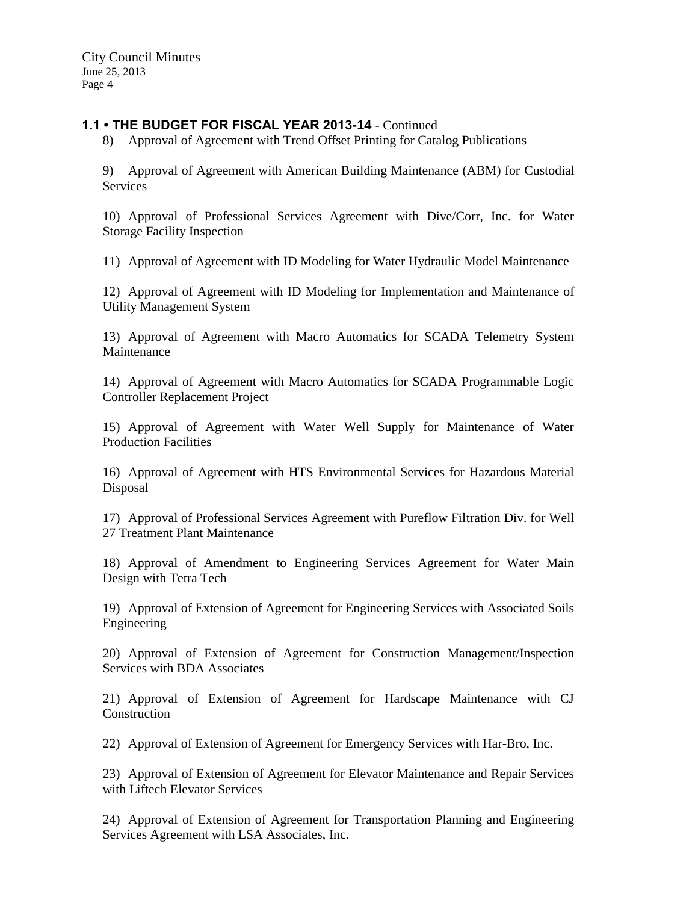### 1.1 • THE BUDGET FOR FISCAL YEAR 2013-14 - Continued

8) Approval of Agreement with Trend Offset Printing for Catalog Publications

9) Approval of Agreement with American Building Maintenance (ABM) for Custodial Services

10) Approval of Professional Services Agreement with Dive/Corr, Inc. for Water Storage Facility Inspection

11) Approval of Agreement with ID Modeling for Water Hydraulic Model Maintenance

12) Approval of Agreement with ID Modeling for Implementation and Maintenance of Utility Management System

13) Approval of Agreement with Macro Automatics for SCADA Telemetry System Maintenance

14) Approval of Agreement with Macro Automatics for SCADA Programmable Logic Controller Replacement Project

15) Approval of Agreement with Water Well Supply for Maintenance of Water Production Facilities

16) Approval of Agreement with HTS Environmental Services for Hazardous Material Disposal

17) Approval of Professional Services Agreement with Pureflow Filtration Div. for Well 27 Treatment Plant Maintenance

18) Approval of Amendment to Engineering Services Agreement for Water Main Design with Tetra Tech

19) Approval of Extension of Agreement for Engineering Services with Associated Soils Engineering

20) Approval of Extension of Agreement for Construction Management/Inspection Services with BDA Associates

21) Approval of Extension of Agreement for Hardscape Maintenance with CJ Construction

22) Approval of Extension of Agreement for Emergency Services with Har-Bro, Inc.

23) Approval of Extension of Agreement for Elevator Maintenance and Repair Services with Liftech Elevator Services

24) Approval of Extension of Agreement for Transportation Planning and Engineering Services Agreement with LSA Associates, Inc.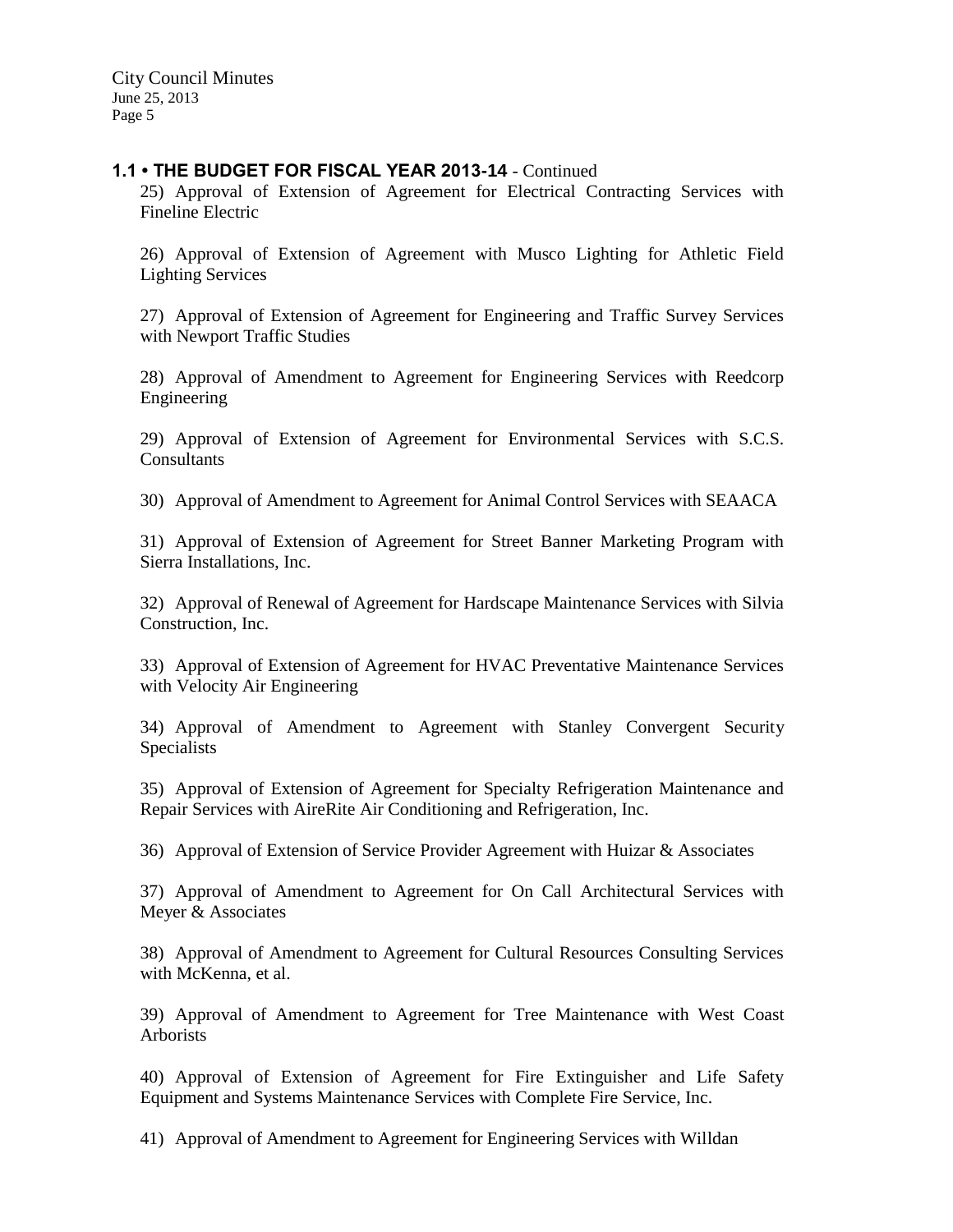### 1.1 • THE BUDGET FOR FISCAL YEAR 2013-14 - Continued

25) Approval of Extension of Agreement for Electrical Contracting Services with Fineline Electric

26) Approval of Extension of Agreement with Musco Lighting for Athletic Field Lighting Services

27) Approval of Extension of Agreement for Engineering and Traffic Survey Services with Newport Traffic Studies

28) Approval of Amendment to Agreement for Engineering Services with Reedcorp Engineering

29) Approval of Extension of Agreement for Environmental Services with S.C.S. Consultants

30) Approval of Amendment to Agreement for Animal Control Services with SEAACA

31) Approval of Extension of Agreement for Street Banner Marketing Program with Sierra Installations, Inc.

32) Approval of Renewal of Agreement for Hardscape Maintenance Services with Silvia Construction, Inc.

33) Approval of Extension of Agreement for HVAC Preventative Maintenance Services with Velocity Air Engineering

34) Approval of Amendment to Agreement with Stanley Convergent Security Specialists

35) Approval of Extension of Agreement for Specialty Refrigeration Maintenance and Repair Services with AireRite Air Conditioning and Refrigeration, Inc.

36) Approval of Extension of Service Provider Agreement with Huizar & Associates

37) Approval of Amendment to Agreement for On Call Architectural Services with Meyer & Associates

38) Approval of Amendment to Agreement for Cultural Resources Consulting Services with McKenna, et al.

39) Approval of Amendment to Agreement for Tree Maintenance with West Coast Arborists

40) Approval of Extension of Agreement for Fire Extinguisher and Life Safety Equipment and Systems Maintenance Services with Complete Fire Service, Inc.

41) Approval of Amendment to Agreement for Engineering Services with Willdan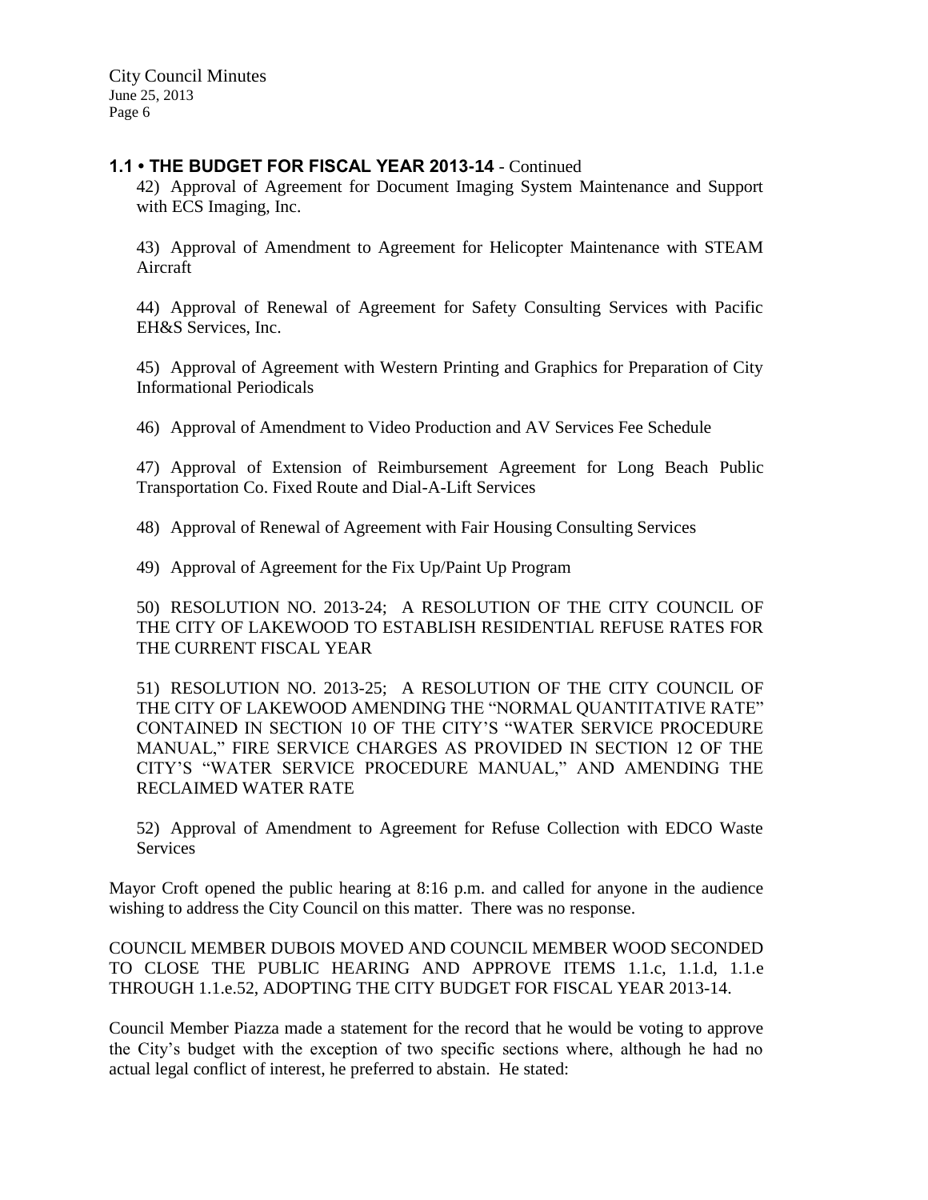### 1.1 • THE BUDGET FOR FISCAL YEAR 2013-14 - Continued

42) Approval of Agreement for Document Imaging System Maintenance and Support with ECS Imaging, Inc.

43) Approval of Amendment to Agreement for Helicopter Maintenance with STEAM Aircraft

44) Approval of Renewal of Agreement for Safety Consulting Services with Pacific EH&S Services, Inc.

45) Approval of Agreement with Western Printing and Graphics for Preparation of City Informational Periodicals

46) Approval of Amendment to Video Production and AV Services Fee Schedule

47) Approval of Extension of Reimbursement Agreement for Long Beach Public Transportation Co. Fixed Route and Dial-A-Lift Services

48) Approval of Renewal of Agreement with Fair Housing Consulting Services

49) Approval of Agreement for the Fix Up/Paint Up Program

50) RESOLUTION NO. 2013-24; A RESOLUTION OF THE CITY COUNCIL OF THE CITY OF LAKEWOOD TO ESTABLISH RESIDENTIAL REFUSE RATES FOR THE CURRENT FISCAL YEAR

51) RESOLUTION NO. 2013-25; A RESOLUTION OF THE CITY COUNCIL OF THE CITY OF LAKEWOOD AMENDING THE "NORMAL QUANTITATIVE RATE" CONTAINED IN SECTION 10 OF THE CITY'S "WATER SERVICE PROCEDURE MANUAL," FIRE SERVICE CHARGES AS PROVIDED IN SECTION 12 OF THE CITY'S "WATER SERVICE PROCEDURE MANUAL," AND AMENDING THE RECLAIMED WATER RATE

52) Approval of Amendment to Agreement for Refuse Collection with EDCO Waste Services

Mayor Croft opened the public hearing at 8:16 p.m. and called for anyone in the audience wishing to address the City Council on this matter. There was no response.

COUNCIL MEMBER DUBOIS MOVED AND COUNCIL MEMBER WOOD SECONDED TO CLOSE THE PUBLIC HEARING AND APPROVE ITEMS 1.1.c, 1.1.d, 1.1.e THROUGH 1.1.e.52, ADOPTING THE CITY BUDGET FOR FISCAL YEAR 2013-14.

Council Member Piazza made a statement for the record that he would be voting to approve the City's budget with the exception of two specific sections where, although he had no actual legal conflict of interest, he preferred to abstain. He stated: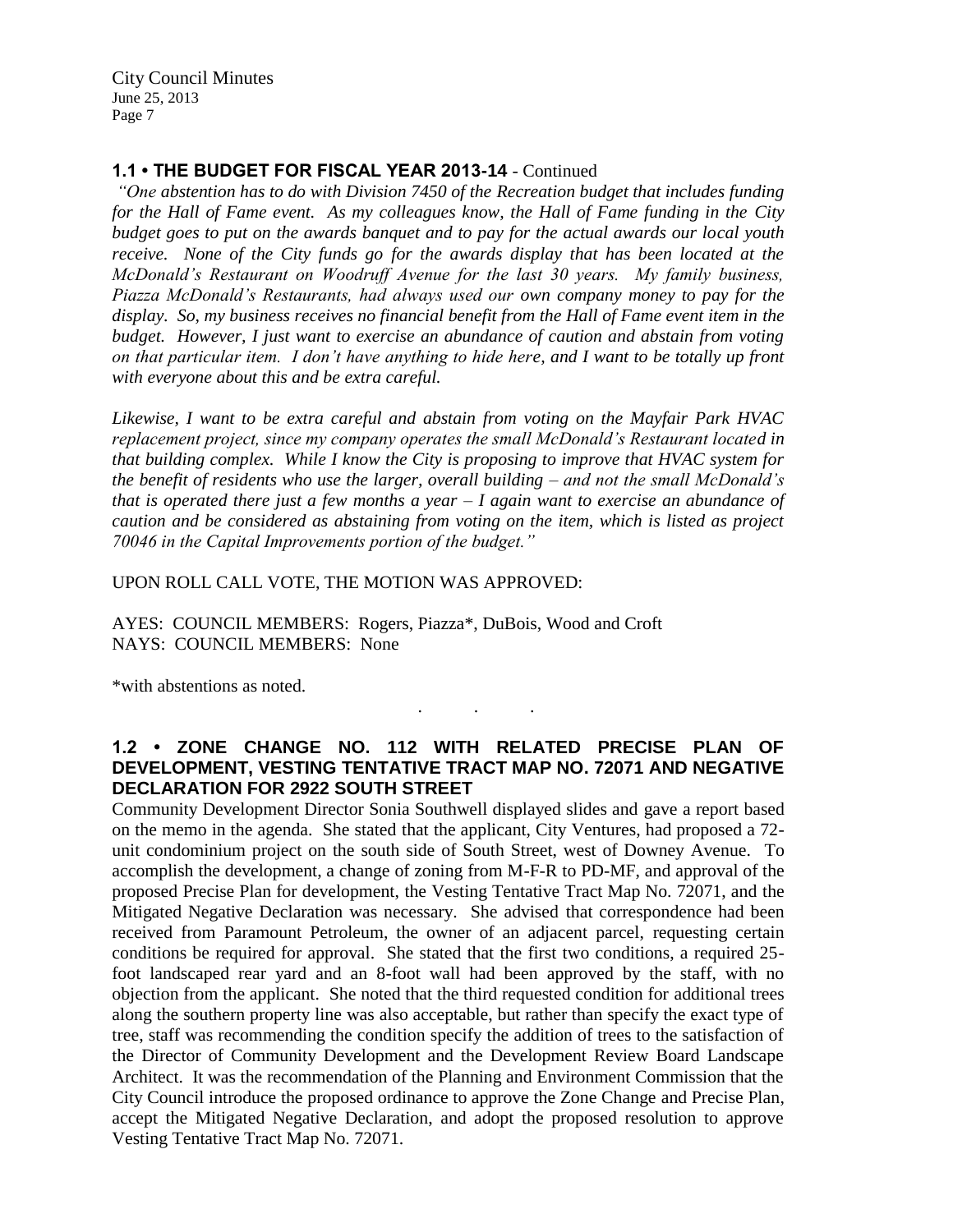## 1.1 • THE BUDGET FOR FISCAL YEAR 2013-14 - Continued

*"One abstention has to do with Division 7450 of the Recreation budget that includes funding for the Hall of Fame event. As my colleagues know, the Hall of Fame funding in the City budget goes to put on the awards banquet and to pay for the actual awards our local youth receive. None of the City funds go for the awards display that has been located at the McDonald's Restaurant on Woodruff Avenue for the last 30 years. My family business, Piazza McDonald's Restaurants, had always used our own company money to pay for the display. So, my business receives no financial benefit from the Hall of Fame event item in the budget. However, I just want to exercise an abundance of caution and abstain from voting on that particular item. I don't have anything to hide here, and I want to be totally up front with everyone about this and be extra careful.*

*Likewise, I want to be extra careful and abstain from voting on the Mayfair Park HVAC replacement project, since my company operates the small McDonald's Restaurant located in that building complex. While I know the City is proposing to improve that HVAC system for the benefit of residents who use the larger, overall building – and not the small McDonald's that is operated there just a few months a year – I again want to exercise an abundance of caution and be considered as abstaining from voting on the item, which is listed as project 70046 in the Capital Improvements portion of the budget."*

UPON ROLL CALL VOTE, THE MOTION WAS APPROVED:

AYES: COUNCIL MEMBERS: Rogers, Piazza*, DuBois, Wood and Croft
NAYS: COUNCIL MEMBERS: None

*with abstentions as noted.

. . .

## 1.2 • ZONE CHANGE NO. 112 WITH RELATED PRECISE PLAN OF DEVELOPMENT, VESTING TENTATIVE TRACT MAP NO. 72071 AND NEGATIVE DECLARATION FOR 2922 SOUTH STREET

Community Development Director Sonia Southwell displayed slides and gave a report based on the memo in the agenda. She stated that the applicant, City Ventures, had proposed a 72-unit condominium project on the south side of South Street, west of Downey Avenue. To accomplish the development, a change of zoning from M-F-R to PD-MF, and approval of the proposed Precise Plan for development, the Vesting Tentative Tract Map No. 72071, and the Mitigated Negative Declaration was necessary. She advised that correspondence had been received from Paramount Petroleum, the owner of an adjacent parcel, requesting certain conditions be required for approval. She stated that the first two conditions, a required 25-foot landscaped rear yard and an 8-foot wall had been approved by the staff, with no objection from the applicant. She noted that the third requested condition for additional trees along the southern property line was also acceptable, but rather than specify the exact type of tree, staff was recommending the condition specify the addition of trees to the satisfaction of the Director of Community Development and the Development Review Board Landscape Architect. It was the recommendation of the Planning and Environment Commission that the City Council introduce the proposed ordinance to approve the Zone Change and Precise Plan, accept the Mitigated Negative Declaration, and adopt the proposed resolution to approve Vesting Tentative Tract Map No. 72071.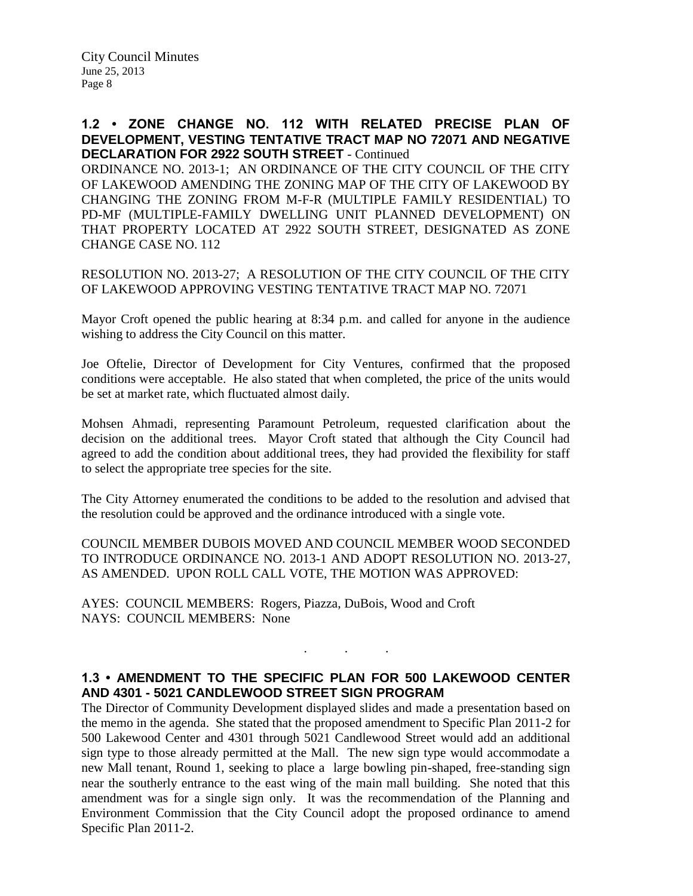**1.2 • ZONE CHANGE NO. 112 WITH RELATED PRECISE PLAN OF DEVELOPMENT, VESTING TENTATIVE TRACT MAP NO 72071 AND NEGATIVE DECLARATION FOR 2922 SOUTH STREET** - Continued

ORDINANCE NO. 2013-1; AN ORDINANCE OF THE CITY COUNCIL OF THE CITY OF LAKEWOOD AMENDING THE ZONING MAP OF THE CITY OF LAKEWOOD BY CHANGING THE ZONING FROM M-F-R (MULTIPLE FAMILY RESIDENTIAL) TO PD-MF (MULTIPLE-FAMILY DWELLING UNIT PLANNED DEVELOPMENT) ON THAT PROPERTY LOCATED AT 2922 SOUTH STREET, DESIGNATED AS ZONE CHANGE CASE NO. 112

RESOLUTION NO. 2013-27; A RESOLUTION OF THE CITY COUNCIL OF THE CITY OF LAKEWOOD APPROVING VESTING TENTATIVE TRACT MAP NO. 72071

Mayor Croft opened the public hearing at 8:34 p.m. and called for anyone in the audience wishing to address the City Council on this matter.

Joe Oftelie, Director of Development for City Ventures, confirmed that the proposed conditions were acceptable. He also stated that when completed, the price of the units would be set at market rate, which fluctuated almost daily.

Mohsen Ahmadi, representing Paramount Petroleum, requested clarification about the decision on the additional trees. Mayor Croft stated that although the City Council had agreed to add the condition about additional trees, they had provided the flexibility for staff to select the appropriate tree species for the site.

The City Attorney enumerated the conditions to be added to the resolution and advised that the resolution could be approved and the ordinance introduced with a single vote.

COUNCIL MEMBER DUBOIS MOVED AND COUNCIL MEMBER WOOD SECONDED TO INTRODUCE ORDINANCE NO. 2013-1 AND ADOPT RESOLUTION NO. 2013-27, AS AMENDED. UPON ROLL CALL VOTE, THE MOTION WAS APPROVED:

AYES: COUNCIL MEMBERS: Rogers, Piazza, DuBois, Wood and Croft
NAYS: COUNCIL MEMBERS: None

. . .

**1.3 • AMENDMENT TO THE SPECIFIC PLAN FOR 500 LAKEWOOD CENTER AND 4301 - 5021 CANDLEWOOD STREET SIGN PROGRAM**

The Director of Community Development displayed slides and made a presentation based on the memo in the agenda. She stated that the proposed amendment to Specific Plan 2011-2 for 500 Lakewood Center and 4301 through 5021 Candlewood Street would add an additional sign type to those already permitted at the Mall. The new sign type would accommodate a new Mall tenant, Round 1, seeking to place a large bowling pin-shaped, free-standing sign near the southerly entrance to the east wing of the main mall building. She noted that this amendment was for a single sign only. It was the recommendation of the Planning and Environment Commission that the City Council adopt the proposed ordinance to amend Specific Plan 2011-2.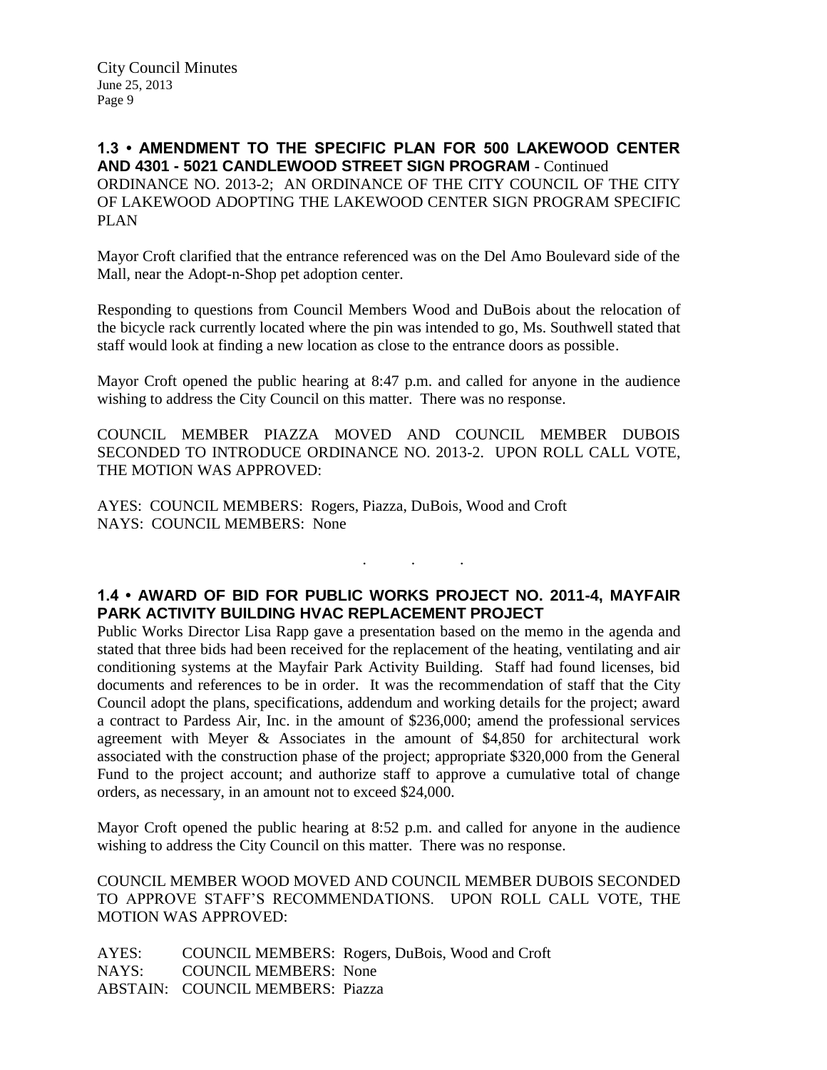**1.3 • AMENDMENT TO THE SPECIFIC PLAN FOR 500 LAKEWOOD CENTER AND 4301 - 5021 CANDLEWOOD STREET SIGN PROGRAM** - Continued
ORDINANCE NO. 2013-2; AN ORDINANCE OF THE CITY COUNCIL OF THE CITY OF LAKEWOOD ADOPTING THE LAKEWOOD CENTER SIGN PROGRAM SPECIFIC PLAN

Mayor Croft clarified that the entrance referenced was on the Del Amo Boulevard side of the Mall, near the Adopt-n-Shop pet adoption center.

Responding to questions from Council Members Wood and DuBois about the relocation of the bicycle rack currently located where the pin was intended to go, Ms. Southwell stated that staff would look at finding a new location as close to the entrance doors as possible.

Mayor Croft opened the public hearing at 8:47 p.m. and called for anyone in the audience wishing to address the City Council on this matter. There was no response.

COUNCIL MEMBER PIAZZA MOVED AND COUNCIL MEMBER DUBOIS SECONDED TO INTRODUCE ORDINANCE NO. 2013-2. UPON ROLL CALL VOTE, THE MOTION WAS APPROVED:

AYES: COUNCIL MEMBERS: Rogers, Piazza, DuBois, Wood and Croft
NAYS: COUNCIL MEMBERS: None

. . .

**1.4 • AWARD OF BID FOR PUBLIC WORKS PROJECT NO. 2011-4, MAYFAIR PARK ACTIVITY BUILDING HVAC REPLACEMENT PROJECT**
Public Works Director Lisa Rapp gave a presentation based on the memo in the agenda and stated that three bids had been received for the replacement of the heating, ventilating and air conditioning systems at the Mayfair Park Activity Building. Staff had found licenses, bid documents and references to be in order. It was the recommendation of staff that the City Council adopt the plans, specifications, addendum and working details for the project; award a contract to Pardess Air, Inc. in the amount of $236,000; amend the professional services agreement with Meyer & Associates in the amount of $4,850 for architectural work associated with the construction phase of the project; appropriate $320,000 from the General Fund to the project account; and authorize staff to approve a cumulative total of change orders, as necessary, in an amount not to exceed $24,000.

Mayor Croft opened the public hearing at 8:52 p.m. and called for anyone in the audience wishing to address the City Council on this matter. There was no response.

COUNCIL MEMBER WOOD MOVED AND COUNCIL MEMBER DUBOIS SECONDED TO APPROVE STAFF'S RECOMMENDATIONS. UPON ROLL CALL VOTE, THE MOTION WAS APPROVED:

AYES: COUNCIL MEMBERS: Rogers, DuBois, Wood and Croft
NAYS: COUNCIL MEMBERS: None
ABSTAIN: COUNCIL MEMBERS: Piazza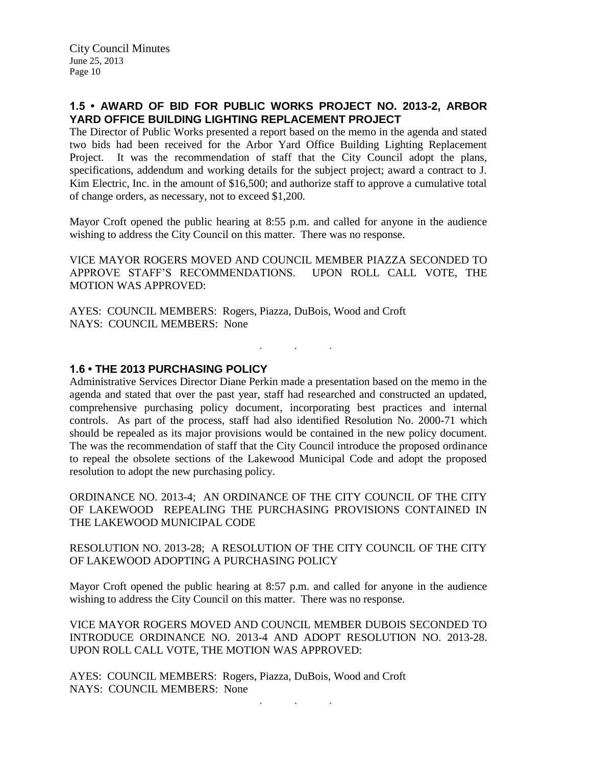## 1.5 • AWARD OF BID FOR PUBLIC WORKS PROJECT NO. 2013-2, ARBOR YARD OFFICE BUILDING LIGHTING REPLACEMENT PROJECT

The Director of Public Works presented a report based on the memo in the agenda and stated two bids had been received for the Arbor Yard Office Building Lighting Replacement Project. It was the recommendation of staff that the City Council adopt the plans, specifications, addendum and working details for the subject project; award a contract to J. Kim Electric, Inc. in the amount of $16,500; and authorize staff to approve a cumulative total of change orders, as necessary, not to exceed $1,200.

Mayor Croft opened the public hearing at 8:55 p.m. and called for anyone in the audience wishing to address the City Council on this matter. There was no response.

VICE MAYOR ROGERS MOVED AND COUNCIL MEMBER PIAZZA SECONDED TO APPROVE STAFF'S RECOMMENDATIONS. UPON ROLL CALL VOTE, THE MOTION WAS APPROVED:

AYES: COUNCIL MEMBERS: Rogers, Piazza, DuBois, Wood and Croft
NAYS: COUNCIL MEMBERS: None

. . .

## 1.6 • THE 2013 PURCHASING POLICY

Administrative Services Director Diane Perkin made a presentation based on the memo in the agenda and stated that over the past year, staff had researched and constructed an updated, comprehensive purchasing policy document, incorporating best practices and internal controls. As part of the process, staff had also identified Resolution No. 2000-71 which should be repealed as its major provisions would be contained in the new policy document. The was the recommendation of staff that the City Council introduce the proposed ordinance to repeal the obsolete sections of the Lakewood Municipal Code and adopt the proposed resolution to adopt the new purchasing policy.

ORDINANCE NO. 2013-4; AN ORDINANCE OF THE CITY COUNCIL OF THE CITY OF LAKEWOOD REPEALING THE PURCHASING PROVISIONS CONTAINED IN THE LAKEWOOD MUNICIPAL CODE

RESOLUTION NO. 2013-28; A RESOLUTION OF THE CITY COUNCIL OF THE CITY OF LAKEWOOD ADOPTING A PURCHASING POLICY

Mayor Croft opened the public hearing at 8:57 p.m. and called for anyone in the audience wishing to address the City Council on this matter. There was no response.

VICE MAYOR ROGERS MOVED AND COUNCIL MEMBER DUBOIS SECONDED TO INTRODUCE ORDINANCE NO. 2013-4 AND ADOPT RESOLUTION NO. 2013-28. UPON ROLL CALL VOTE, THE MOTION WAS APPROVED:

AYES: COUNCIL MEMBERS: Rogers, Piazza, DuBois, Wood and Croft
NAYS: COUNCIL MEMBERS: None

. . .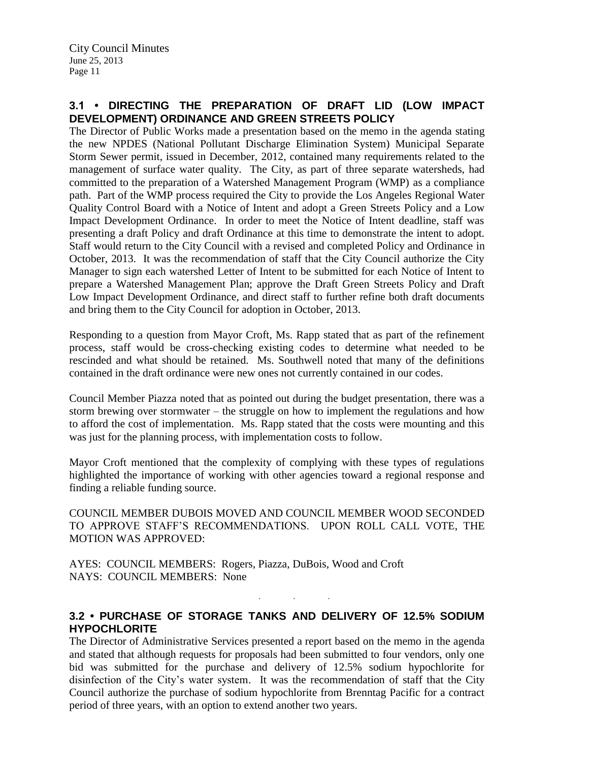## 3.1 • DIRECTING THE PREPARATION OF DRAFT LID (LOW IMPACT DEVELOPMENT) ORDINANCE AND GREEN STREETS POLICY

The Director of Public Works made a presentation based on the memo in the agenda stating the new NPDES (National Pollutant Discharge Elimination System) Municipal Separate Storm Sewer permit, issued in December, 2012, contained many requirements related to the management of surface water quality. The City, as part of three separate watersheds, had committed to the preparation of a Watershed Management Program (WMP) as a compliance path. Part of the WMP process required the City to provide the Los Angeles Regional Water Quality Control Board with a Notice of Intent and adopt a Green Streets Policy and a Low Impact Development Ordinance. In order to meet the Notice of Intent deadline, staff was presenting a draft Policy and draft Ordinance at this time to demonstrate the intent to adopt. Staff would return to the City Council with a revised and completed Policy and Ordinance in October, 2013. It was the recommendation of staff that the City Council authorize the City Manager to sign each watershed Letter of Intent to be submitted for each Notice of Intent to prepare a Watershed Management Plan; approve the Draft Green Streets Policy and Draft Low Impact Development Ordinance, and direct staff to further refine both draft documents and bring them to the City Council for adoption in October, 2013.

Responding to a question from Mayor Croft, Ms. Rapp stated that as part of the refinement process, staff would be cross-checking existing codes to determine what needed to be rescinded and what should be retained. Ms. Southwell noted that many of the definitions contained in the draft ordinance were new ones not currently contained in our codes.

Council Member Piazza noted that as pointed out during the budget presentation, there was a storm brewing over stormwater – the struggle on how to implement the regulations and how to afford the cost of implementation. Ms. Rapp stated that the costs were mounting and this was just for the planning process, with implementation costs to follow.

Mayor Croft mentioned that the complexity of complying with these types of regulations highlighted the importance of working with other agencies toward a regional response and finding a reliable funding source.

COUNCIL MEMBER DUBOIS MOVED AND COUNCIL MEMBER WOOD SECONDED TO APPROVE STAFF'S RECOMMENDATIONS. UPON ROLL CALL VOTE, THE MOTION WAS APPROVED:

AYES: COUNCIL MEMBERS: Rogers, Piazza, DuBois, Wood and Croft
NAYS: COUNCIL MEMBERS: None

. . .

## 3.2 • PURCHASE OF STORAGE TANKS AND DELIVERY OF 12.5% SODIUM HYPOCHLORITE

The Director of Administrative Services presented a report based on the memo in the agenda and stated that although requests for proposals had been submitted to four vendors, only one bid was submitted for the purchase and delivery of 12.5% sodium hypochlorite for disinfection of the City's water system. It was the recommendation of staff that the City Council authorize the purchase of sodium hypochlorite from Brenntag Pacific for a contract period of three years, with an option to extend another two years.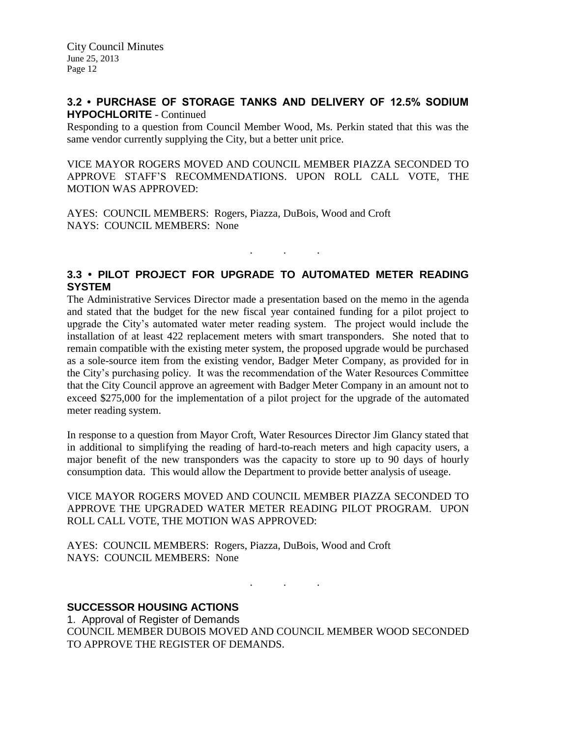## 3.2 • PURCHASE OF STORAGE TANKS AND DELIVERY OF 12.5% SODIUM HYPOCHLORITE - Continued

Responding to a question from Council Member Wood, Ms. Perkin stated that this was the same vendor currently supplying the City, but a better unit price.

VICE MAYOR ROGERS MOVED AND COUNCIL MEMBER PIAZZA SECONDED TO APPROVE STAFF'S RECOMMENDATIONS. UPON ROLL CALL VOTE, THE MOTION WAS APPROVED:

AYES: COUNCIL MEMBERS: Rogers, Piazza, DuBois, Wood and Croft
NAYS: COUNCIL MEMBERS: None

. . .

## 3.3 • PILOT PROJECT FOR UPGRADE TO AUTOMATED METER READING SYSTEM

The Administrative Services Director made a presentation based on the memo in the agenda and stated that the budget for the new fiscal year contained funding for a pilot project to upgrade the City's automated water meter reading system. The project would include the installation of at least 422 replacement meters with smart transponders. She noted that to remain compatible with the existing meter system, the proposed upgrade would be purchased as a sole-source item from the existing vendor, Badger Meter Company, as provided for in the City's purchasing policy. It was the recommendation of the Water Resources Committee that the City Council approve an agreement with Badger Meter Company in an amount not to exceed $275,000 for the implementation of a pilot project for the upgrade of the automated meter reading system.

In response to a question from Mayor Croft, Water Resources Director Jim Glancy stated that in additional to simplifying the reading of hard-to-reach meters and high capacity users, a major benefit of the new transponders was the capacity to store up to 90 days of hourly consumption data. This would allow the Department to provide better analysis of useage.

VICE MAYOR ROGERS MOVED AND COUNCIL MEMBER PIAZZA SECONDED TO APPROVE THE UPGRADED WATER METER READING PILOT PROGRAM. UPON ROLL CALL VOTE, THE MOTION WAS APPROVED:

AYES: COUNCIL MEMBERS: Rogers, Piazza, DuBois, Wood and Croft
NAYS: COUNCIL MEMBERS: None

. . .

## SUCCESSOR HOUSING ACTIONS

1. Approval of Register of Demands

COUNCIL MEMBER DUBOIS MOVED AND COUNCIL MEMBER WOOD SECONDED TO APPROVE THE REGISTER OF DEMANDS.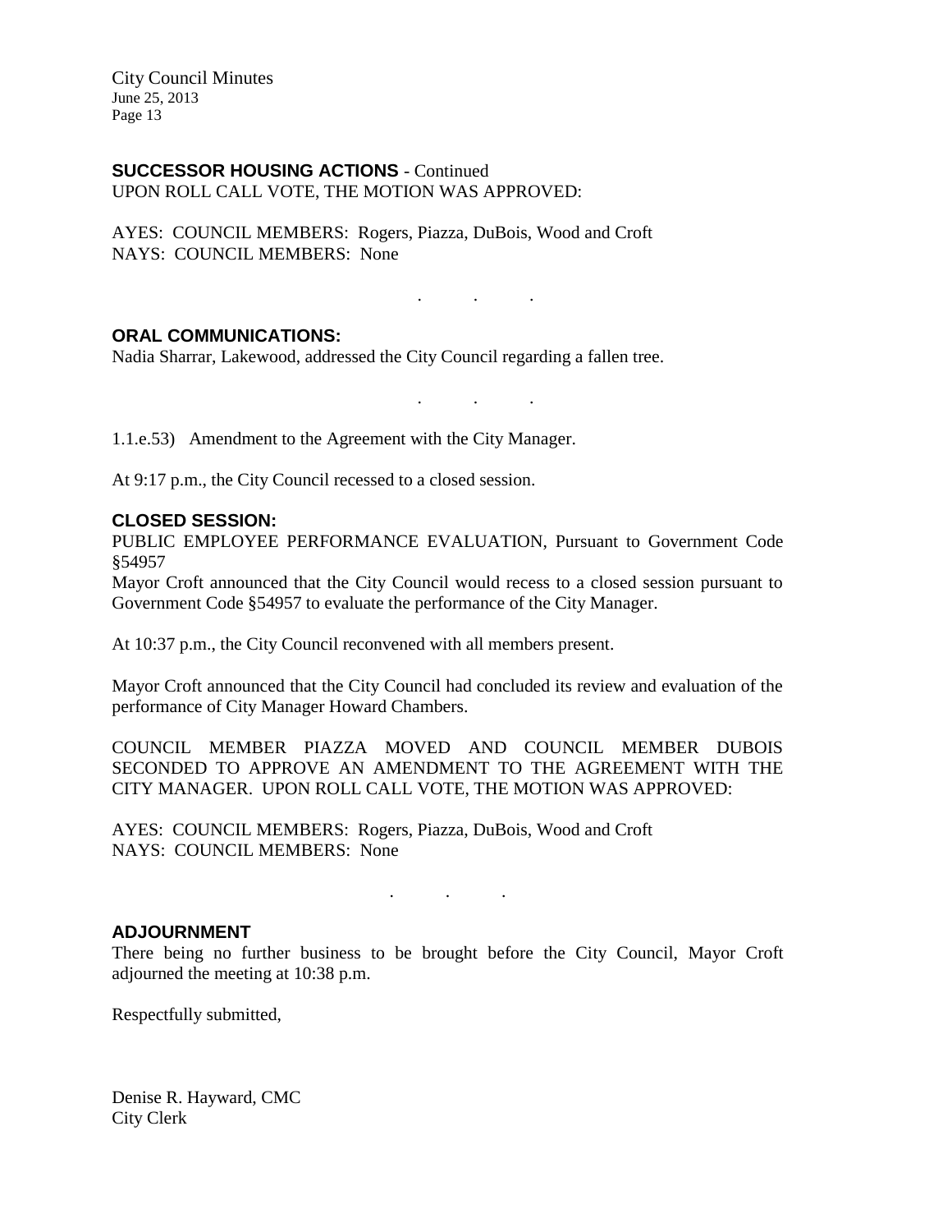**SUCCESSOR HOUSING ACTIONS** - Continued
UPON ROLL CALL VOTE, THE MOTION WAS APPROVED:

AYES: COUNCIL MEMBERS: Rogers, Piazza, DuBois, Wood and Croft
NAYS: COUNCIL MEMBERS: None

. . .

**ORAL COMMUNICATIONS:**
Nadia Sharrar, Lakewood, addressed the City Council regarding a fallen tree.

. . .

1.1.e.53) Amendment to the Agreement with the City Manager.

At 9:17 p.m., the City Council recessed to a closed session.

**CLOSED SESSION:**
PUBLIC EMPLOYEE PERFORMANCE EVALUATION, Pursuant to Government Code §54957
Mayor Croft announced that the City Council would recess to a closed session pursuant to Government Code §54957 to evaluate the performance of the City Manager.

At 10:37 p.m., the City Council reconvened with all members present.

Mayor Croft announced that the City Council had concluded its review and evaluation of the performance of City Manager Howard Chambers.

COUNCIL MEMBER PIAZZA MOVED AND COUNCIL MEMBER DUBOIS SECONDED TO APPROVE AN AMENDMENT TO THE AGREEMENT WITH THE CITY MANAGER. UPON ROLL CALL VOTE, THE MOTION WAS APPROVED:

AYES: COUNCIL MEMBERS: Rogers, Piazza, DuBois, Wood and Croft
NAYS: COUNCIL MEMBERS: None

. . .

**ADJOURNMENT**
There being no further business to be brought before the City Council, Mayor Croft adjourned the meeting at 10:38 p.m.

Respectfully submitted,

Denise R. Hayward, CMC
City Clerk